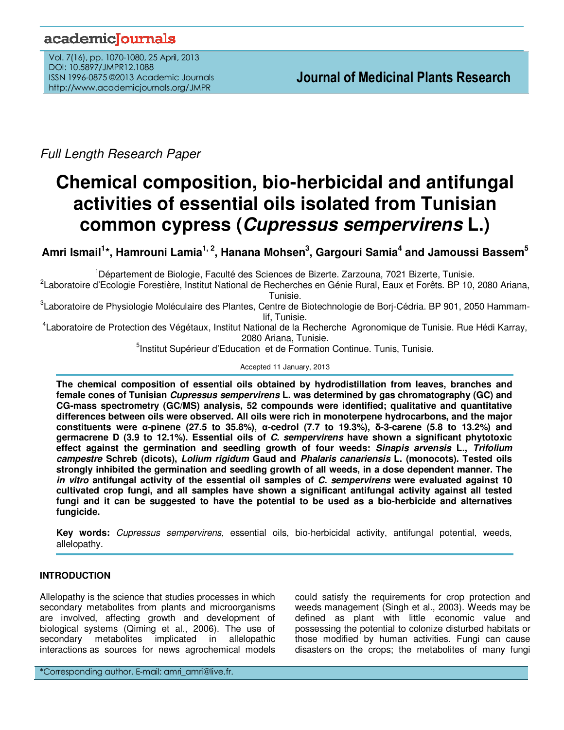Full Length Research Paper

# Chemical composition, bio-herbicidal and antifungal activities of essential oils isolated from Tunisian common cypress (*Cupressus sempervirens* L.)

**Amri Ismail[1]\*, Hamrouni Lamia[1, 2], Hanana Mohsen[3], Gargouri Samia[4] and Jamoussi Bassem[5]**

[1]Département de Biologie, Faculté des Sciences de Bizerte. Zarzouna, 7021 Bizerte, Tunisie.
[2]Laboratoire d'Ecologie Forestière, Institut National de Recherches en Génie Rural, Eaux et Forêts. BP 10, 2080 Ariana, Tunisie.
[3]Laboratoire de Physiologie Moléculaire des Plantes, Centre de Biotechnologie de Borj-Cédria. BP 901, 2050 Hammam-lif, Tunisie.
[4]Laboratoire de Protection des Végétaux, Institut National de la Recherche Agronomique de Tunisie. Rue Hédi Karray, 2080 Ariana, Tunisie.
[5]Institut Supérieur d'Education et de Formation Continue. Tunis, Tunisie.

Accepted 11 January, 2013

**The chemical composition of essential oils obtained by hydrodistillation from leaves, branches and female cones of Tunisian *Cupressus sempervirens* L. was determined by gas chromatography (GC) and CG-mass spectrometry (GC/MS) analysis, 52 compounds were identified; qualitative and quantitative differences between oils were observed. All oils were rich in monoterpene hydrocarbons, and the major constituents were α-pinene (27.5 to 35.8%), α-cedrol (7.7 to 19.3%), δ-3-carene (5.8 to 13.2%) and germacrene D (3.9 to 12.1%). Essential oils of *C. sempervirens* have shown a significant phytotoxic effect against the germination and seedling growth of four weeds: *Sinapis arvensis* L., *Trifolium campestre* Schreb (dicots), *Lolium rigidum* Gaud and *Phalaris canariensis* L. (monocots). Tested oils strongly inhibited the germination and seedling growth of all weeds, in a dose dependent manner. The *in vitro* antifungal activity of the essential oil samples of *C. sempervirens* were evaluated against 10 cultivated crop fungi, and all samples have shown a significant antifungal activity against all tested fungi and it can be suggested to have the potential to be used as a bio-herbicide and alternatives fungicide.**

**Key words:** *Cupressus sempervirens*, essential oils, bio-herbicidal activity, antifungal potential, weeds, allelopathy.

## INTRODUCTION

Allelopathy is the science that studies processes in which secondary metabolites from plants and microorganisms are involved, affecting growth and development of biological systems (Qiming et al., 2006). The use of secondary metabolites implicated in allelopathic interactions as sources for news agrochemical models could satisfy the requirements for crop protection and weeds management (Singh et al., 2003). Weeds may be defined as plant with little economic value and possessing the potential to colonize disturbed habitats or those modified by human activities. Fungi can cause disasters on the crops; the metabolites of many fungi

\*Corresponding author. E-mail: amri_amri@live.fr.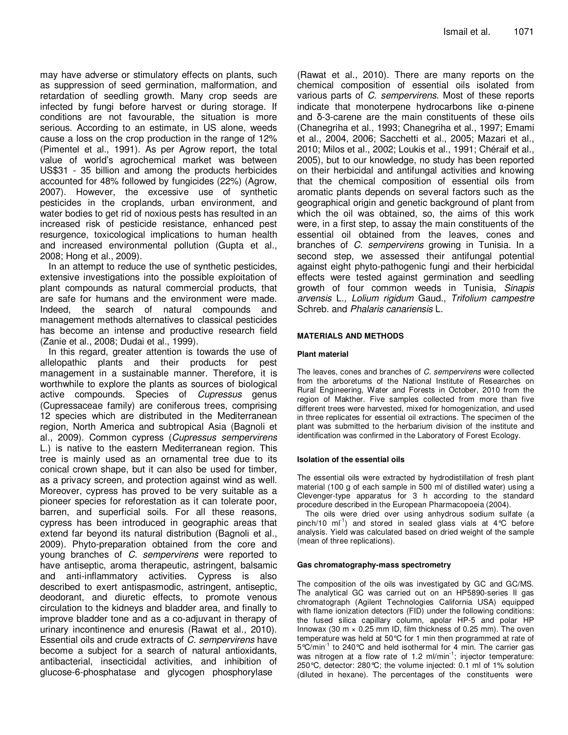may have adverse or stimulatory effects on plants, such as suppression of seed germination, malformation, and retardation of seedling growth. Many crop seeds are infected by fungi before harvest or during storage. If conditions are not favourable, the situation is more serious. According to an estimate, in US alone, weeds cause a loss on the crop production in the range of 12% (Pimentel et al., 1991). As per Agrow report, the total value of world's agrochemical market was between US$31 - 35 billion and among the products herbicides accounted for 48% followed by fungicides (22%) (Agrow, 2007). However, the excessive use of synthetic pesticides in the croplands, urban environment, and water bodies to get rid of noxious pests has resulted in an increased risk of pesticide resistance, enhanced pest resurgence, toxicological implications to human health and increased environmental pollution (Gupta et al., 2008; Hong et al., 2009).

In an attempt to reduce the use of synthetic pesticides, extensive investigations into the possible exploitation of plant compounds as natural commercial products, that are safe for humans and the environment were made. Indeed, the search of natural compounds and management methods alternatives to classical pesticides has become an intense and productive research field (Zanie et al., 2008; Dudai et al., 1999).

In this regard, greater attention is towards the use of allelopathic plants and their products for pest management in a sustainable manner. Therefore, it is worthwhile to explore the plants as sources of biological active compounds. Species of *Cupressus* genus (Cupressaceae family) are coniferous trees, comprising 12 species which are distributed in the Mediterranean region, North America and subtropical Asia (Bagnoli et al., 2009). Common cypress (*Cupressus sempervirens* L.) is native to the eastern Mediterranean region. This tree is mainly used as an ornamental tree due to its conical crown shape, but it can also be used for timber, as a privacy screen, and protection against wind as well. Moreover, cypress has proved to be very suitable as a pioneer species for reforestation as it can tolerate poor, barren, and superficial soils. For all these reasons, cypress has been introduced in geographic areas that extend far beyond its natural distribution (Bagnoli et al., 2009). Phyto-preparation obtained from the core and young branches of *C. sempervirens* were reported to have antiseptic, aroma therapeutic, astringent, balsamic and anti-inflammatory activities. Cypress is also described to exert antispasmodic, astringent, antiseptic, deodorant, and diuretic effects, to promote venous circulation to the kidneys and bladder area, and finally to improve bladder tone and as a co-adjuvant in therapy of urinary incontinence and enuresis (Rawat et al., 2010). Essential oils and crude extracts of *C. sempervirens* have become a subject for a search of natural antioxidants, antibacterial, insecticidal activities, and inhibition of glucose-6-phosphatase and glycogen phosphorylase (Rawat et al., 2010). There are many reports on the chemical composition of essential oils isolated from various parts of *C. sempervirens*. Most of these reports indicate that monoterpene hydrocarbons like α-pinene and δ-3-carene are the main constituents of these oils (Chanegriha et al., 1993; Chanegriha et al., 1997; Emami et al., 2004, 2006; Sacchetti et al., 2005; Mazari et al., 2010; Milos et al., 2002; Loukis et al., 1991; Chéraif et al., 2005), but to our knowledge, no study has been reported on their herbicidal and antifungal activities and knowing that the chemical composition of essential oils from aromatic plants depends on several factors such as the geographical origin and genetic background of plant from which the oil was obtained, so, the aims of this work were, in a first step, to assay the main constituents of the essential oil obtained from the leaves, cones and branches of *C. sempervirens* growing in Tunisia. In a second step, we assessed their antifungal potential against eight phyto-pathogenic fungi and their herbicidal effects were tested against germination and seedling growth of four common weeds in Tunisia, *Sinapis arvensis* L., *Lolium rigidum* Gaud., *Trifolium campestre* Schreb. and *Phalaris canariensis* L.

## MATERIALS AND METHODS

### Plant material

The leaves, cones and branches of *C. sempervirens* were collected from the arboretums of the National Institute of Researches on Rural Engineering, Water and Forests in October, 2010 from the region of Makther. Five samples collected from more than five different trees were harvested, mixed for homogenization, and used in three replicates for essential oil extractions. The specimen of the plant was submitted to the herbarium division of the institute and identification was confirmed in the Laboratory of Forest Ecology.

### Isolation of the essential oils

The essential oils were extracted by hydrodistillation of fresh plant material (100 g of each sample in 500 ml of distilled water) using a Clevenger-type apparatus for 3 h according to the standard procedure described in the European Pharmacopoeia (2004).

The oils were dried over using anhydrous sodium sulfate (a pinch/10 $ml^{-1}$) and stored in sealed glass vials at 4°C before analysis. Yield was calculated based on dried weight of the sample (mean of three replications).

### Gas chromatography-mass spectrometry

The composition of the oils was investigated by GC and GC/MS. The analytical GC was carried out on an HP5890-series II gas chromatograph (Agilent Technologies California USA) equipped with flame ionization detectors (FID) under the following conditions: the fused silica capillary column, apolar HP-5 and polar HP Innowax (30 m × 0.25 mm ID, film thickness of 0.25 mm). The oven temperature was held at 50°C for 1 min then programmed at rate of 5°C/$min^{-1}$ to 240°C and held isothermal for 4 min. The carrier gas was nitrogen at a flow rate of 1.2 ml/$min^{-1}$; injector temperature: 250°C, detector: 280°C; the volume injected: 0.1 ml of 1% solution (diluted in hexane). The percentages of the constituents were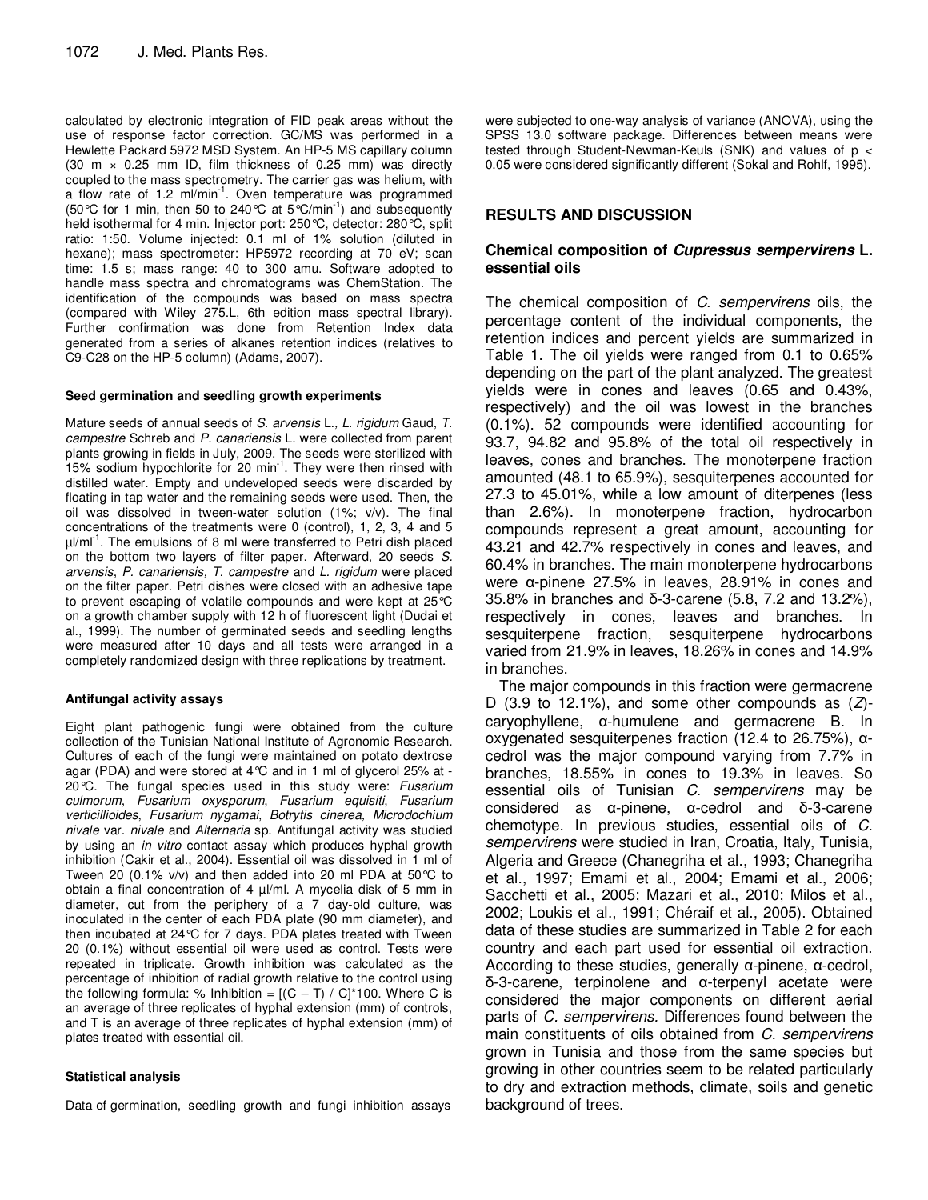calculated by electronic integration of FID peak areas without the use of response factor correction. GC/MS was performed in a Hewlette Packard 5972 MSD System. An HP-5 MS capillary column (30 m × 0.25 mm ID, film thickness of 0.25 mm) was directly coupled to the mass spectrometry. The carrier gas was helium, with a flow rate of 1.2 ml/min$^{-1}$. Oven temperature was programmed (50°C for 1 min, then 50 to 240°C at 5°C/min$^{-1}$) and subsequently held isothermal for 4 min. Injector port: 250°C, detector: 280°C, split ratio: 1:50. Volume injected: 0.1 ml of 1% solution (diluted in hexane); mass spectrometer: HP5972 recording at 70 eV; scan time: 1.5 s; mass range: 40 to 300 amu. Software adopted to handle mass spectra and chromatograms was ChemStation. The identification of the compounds was based on mass spectra (compared with Wiley 275.L, 6th edition mass spectral library). Further confirmation was done from Retention Index data generated from a series of alkanes retention indices (relatives to C9-C28 on the HP-5 column) (Adams, 2007).

#### Seed germination and seedling growth experiments

Mature seeds of annual seeds of *S. arvensis* L., *L. rigidum* Gaud, *T. campestre* Schreb and *P. canariensis* L. were collected from parent plants growing in fields in July, 2009. The seeds were sterilized with 15% sodium hypochlorite for 20 min$^{-1}$. They were then rinsed with distilled water. Empty and undeveloped seeds were discarded by floating in tap water and the remaining seeds were used. Then, the oil was dissolved in tween-water solution (1%; v/v). The final concentrations of the treatments were 0 (control), 1, 2, 3, 4 and 5 µl/ml$^{-1}$. The emulsions of 8 ml were transferred to Petri dish placed on the bottom two layers of filter paper. Afterward, 20 seeds *S. arvensis*, *P. canariensis, T. campestre* and *L. rigidum* were placed on the filter paper. Petri dishes were closed with an adhesive tape to prevent escaping of volatile compounds and were kept at 25°C on a growth chamber supply with 12 h of fluorescent light (Dudai et al., 1999). The number of germinated seeds and seedling lengths were measured after 10 days and all tests were arranged in a completely randomized design with three replications by treatment.

#### Antifungal activity assays

Eight plant pathogenic fungi were obtained from the culture collection of the Tunisian National Institute of Agronomic Research. Cultures of each of the fungi were maintained on potato dextrose agar (PDA) and were stored at 4°C and in 1 ml of glycerol 25% at -20°C. The fungal species used in this study were: *Fusarium culmorum*, *Fusarium oxysporum*, *Fusarium equisiti*, *Fusarium verticillioides*, *Fusarium nygamai*, *Botrytis cinerea*, *Microdochium nivale* var. *nivale* and *Alternaria* sp. Antifungal activity was studied by using an *in vitro* contact assay which produces hyphal growth inhibition (Cakir et al., 2004). Essential oil was dissolved in 1 ml of Tween 20 (0.1% v/v) and then added into 20 ml PDA at 50°C to obtain a final concentration of 4 µl/ml. A mycelia disk of 5 mm in diameter, cut from the periphery of a 7 day-old culture, was inoculated in the center of each PDA plate (90 mm diameter), and then incubated at 24°C for 7 days. PDA plates treated with Tween 20 (0.1%) without essential oil were used as control. Tests were repeated in triplicate. Growth inhibition was calculated as the percentage of inhibition of radial growth relative to the control using the following formula: % Inhibition = $[(C - T) / C]*100$. Where C is an average of three replicates of hyphal extension (mm) of controls, and T is an average of three replicates of hyphal extension (mm) of plates treated with essential oil.

#### Statistical analysis

Data of germination, seedling growth and fungi inhibition assays were subjected to one-way analysis of variance (ANOVA), using the SPSS 13.0 software package. Differences between means were tested through Student-Newman-Keuls (SNK) and values of $p < 0.05$ were considered significantly different (Sokal and Rohlf, 1995).

## RESULTS AND DISCUSSION

### Chemical composition of *Cupressus sempervirens* L. essential oils

The chemical composition of *C. sempervirens* oils, the percentage content of the individual components, the retention indices and percent yields are summarized in Table 1. The oil yields were ranged from 0.1 to 0.65% depending on the part of the plant analyzed. The greatest yields were in cones and leaves (0.65 and 0.43%, respectively) and the oil was lowest in the branches (0.1%). 52 compounds were identified accounting for 93.7, 94.82 and 95.8% of the total oil respectively in leaves, cones and branches. The monoterpene fraction amounted (48.1 to 65.9%), sesquiterpenes accounted for 27.3 to 45.01%, while a low amount of diterpenes (less than 2.6%). In monoterpene fraction, hydrocarbon compounds represent a great amount, accounting for 43.21 and 42.7% respectively in cones and leaves, and 60.4% in branches. The main monoterpene hydrocarbons were α-pinene 27.5% in leaves, 28.91% in cones and 35.8% in branches and δ-3-carene (5.8, 7.2 and 13.2%), respectively in cones, leaves and branches. In sesquiterpene fraction, sesquiterpene hydrocarbons varied from 21.9% in leaves, 18.26% in cones and 14.9% in branches.

The major compounds in this fraction were germacrene D (3.9 to 12.1%), and some other compounds as (*Z*)-caryophyllene, α-humulene and germacrene B. In oxygenated sesquiterpenes fraction (12.4 to 26.75%), α-cedrol was the major compound varying from 7.7% in branches, 18.55% in cones to 19.3% in leaves. So essential oils of Tunisian *C. sempervirens* may be considered as α-pinene, α-cedrol and δ-3-carene chemotype. In previous studies, essential oils of *C. sempervirens* were studied in Iran, Croatia, Italy, Tunisia, Algeria and Greece (Chanegriha et al., 1993; Chanegriha et al., 1997; Emami et al., 2004; Emami et al., 2006; Sacchetti et al., 2005; Mazari et al., 2010; Milos et al., 2002; Loukis et al., 1991; Chéraif et al., 2005). Obtained data of these studies are summarized in Table 2 for each country and each part used for essential oil extraction. According to these studies, generally α-pinene, α-cedrol, δ-3-carene, terpinolene and α-terpenyl acetate were considered the major components on different aerial parts of *C. sempervirens.* Differences found between the main constituents of oils obtained from *C. sempervirens* grown in Tunisia and those from the same species but growing in other countries seem to be related particularly to dry and extraction methods, climate, soils and genetic background of trees.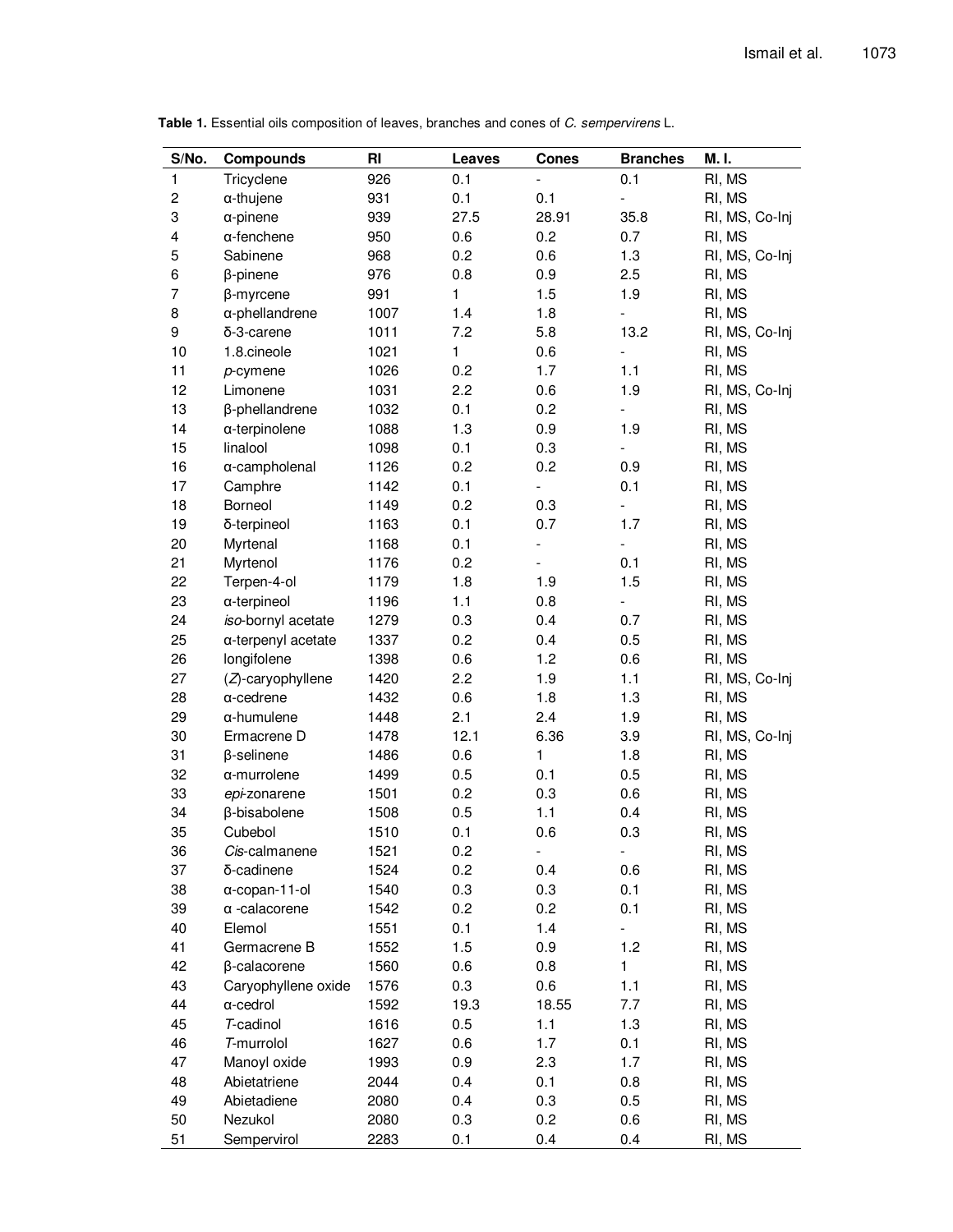**Table 1.** Essential oils composition of leaves, branches and cones of *C. sempervirens* L.

| S/No. | Compounds | RI | Leaves | Cones | Branches | M. I. |
|---|---|---|---|---|---|---|
| 1 | Tricyclene | 926 | 0.1 | - | 0.1 | RI, MS |
| 2 | α-thujene | 931 | 0.1 | 0.1 | - | RI, MS |
| 3 | α-pinene | 939 | 27.5 | 28.91 | 35.8 | RI, MS, Co-Inj |
| 4 | α-fenchene | 950 | 0.6 | 0.2 | 0.7 | RI, MS |
| 5 | Sabinene | 968 | 0.2 | 0.6 | 1.3 | RI, MS, Co-Inj |
| 6 | β-pinene | 976 | 0.8 | 0.9 | 2.5 | RI, MS |
| 7 | β-myrcene | 991 | 1 | 1.5 | 1.9 | RI, MS |
| 8 | α-phellandrene | 1007 | 1.4 | 1.8 | - | RI, MS |
| 9 | δ-3-carene | 1011 | 7.2 | 5.8 | 13.2 | RI, MS, Co-Inj |
| 10 | 1.8.cineole | 1021 | 1 | 0.6 | - | RI, MS |
| 11 | *p*-cymene | 1026 | 0.2 | 1.7 | 1.1 | RI, MS |
| 12 | Limonene | 1031 | 2.2 | 0.6 | 1.9 | RI, MS, Co-Inj |
| 13 | β-phellandrene | 1032 | 0.1 | 0.2 | - | RI, MS |
| 14 | α-terpinolene | 1088 | 1.3 | 0.9 | 1.9 | RI, MS |
| 15 | linalool | 1098 | 0.1 | 0.3 | - | RI, MS |
| 16 | α-campholenal | 1126 | 0.2 | 0.2 | 0.9 | RI, MS |
| 17 | Camphre | 1142 | 0.1 | - | 0.1 | RI, MS |
| 18 | Borneol | 1149 | 0.2 | 0.3 | - | RI, MS |
| 19 | δ-terpineol | 1163 | 0.1 | 0.7 | 1.7 | RI, MS |
| 20 | Myrtenal | 1168 | 0.1 | - | - | RI, MS |
| 21 | Myrtenol | 1176 | 0.2 | - | 0.1 | RI, MS |
| 22 | Terpen-4-ol | 1179 | 1.8 | 1.9 | 1.5 | RI, MS |
| 23 | α-terpineol | 1196 | 1.1 | 0.8 | - | RI, MS |
| 24 | *iso*-bornyl acetate | 1279 | 0.3 | 0.4 | 0.7 | RI, MS |
| 25 | α-terpenyl acetate | 1337 | 0.2 | 0.4 | 0.5 | RI, MS |
| 26 | longifolene | 1398 | 0.6 | 1.2 | 0.6 | RI, MS |
| 27 | (*Z*)-caryophyllene | 1420 | 2.2 | 1.9 | 1.1 | RI, MS, Co-Inj |
| 28 | α-cedrene | 1432 | 0.6 | 1.8 | 1.3 | RI, MS |
| 29 | α-humulene | 1448 | 2.1 | 2.4 | 1.9 | RI, MS |
| 30 | Ermacrene D | 1478 | 12.1 | 6.36 | 3.9 | RI, MS, Co-Inj |
| 31 | β-selinene | 1486 | 0.6 | 1 | 1.8 | RI, MS |
| 32 | α-murrolene | 1499 | 0.5 | 0.1 | 0.5 | RI, MS |
| 33 | *epi*-zonarene | 1501 | 0.2 | 0.3 | 0.6 | RI, MS |
| 34 | β-bisabolene | 1508 | 0.5 | 1.1 | 0.4 | RI, MS |
| 35 | Cubebol | 1510 | 0.1 | 0.6 | 0.3 | RI, MS |
| 36 | *Cis*-calmanene | 1521 | 0.2 | - | - | RI, MS |
| 37 | δ-cadinene | 1524 | 0.2 | 0.4 | 0.6 | RI, MS |
| 38 | α-copan-11-ol | 1540 | 0.3 | 0.3 | 0.1 | RI, MS |
| 39 | α -calacorene | 1542 | 0.2 | 0.2 | 0.1 | RI, MS |
| 40 | Elemol | 1551 | 0.1 | 1.4 | - | RI, MS |
| 41 | Germacrene B | 1552 | 1.5 | 0.9 | 1.2 | RI, MS |
| 42 | β-calacorene | 1560 | 0.6 | 0.8 | 1 | RI, MS |
| 43 | Caryophyllene oxide | 1576 | 0.3 | 0.6 | 1.1 | RI, MS |
| 44 | α-cedrol | 1592 | 19.3 | 18.55 | 7.7 | RI, MS |
| 45 | *T*-cadinol | 1616 | 0.5 | 1.1 | 1.3 | RI, MS |
| 46 | *T*-murrolol | 1627 | 0.6 | 1.7 | 0.1 | RI, MS |
| 47 | Manoyl oxide | 1993 | 0.9 | 2.3 | 1.7 | RI, MS |
| 48 | Abietatriene | 2044 | 0.4 | 0.1 | 0.8 | RI, MS |
| 49 | Abietadiene | 2080 | 0.4 | 0.3 | 0.5 | RI, MS |
| 50 | Nezukol | 2080 | 0.3 | 0.2 | 0.6 | RI, MS |
| 51 | Sempervirol | 2283 | 0.1 | 0.4 | 0.4 | RI, MS |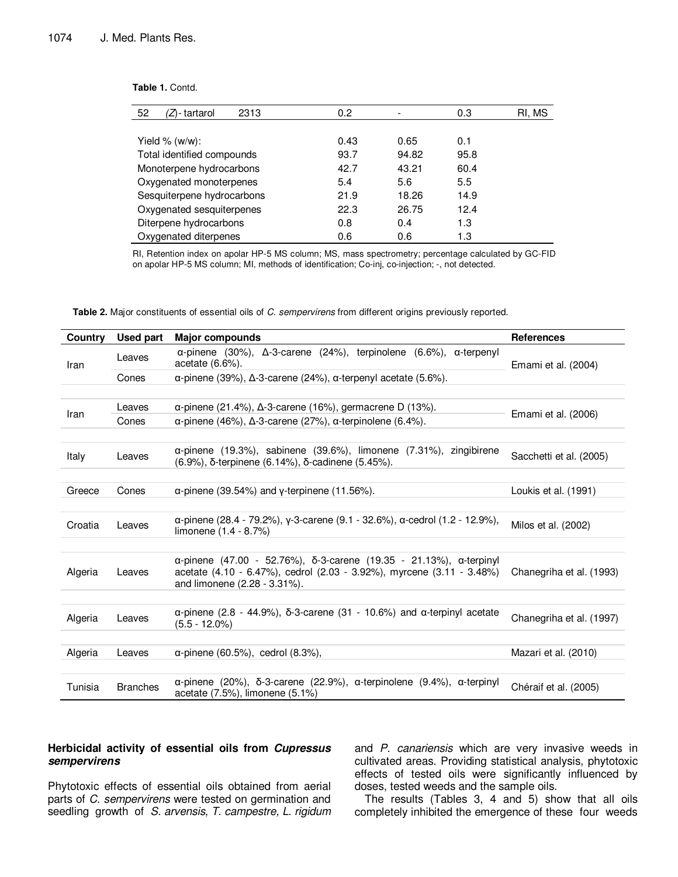**Table 1.** Contd.

| | | | | | | |
|---|---|---|---|---|---|---|
| 52 | (*Z*)- tartarol | 2313 | 0.2 | - | 0.3 | RI, MS |
| | | | | | | |
| Yield % (w/w): | | | 0.43 | 0.65 | 0.1 | |
| Total identified compounds | | | 93.7 | 94.82 | 95.8 | |
| Monoterpene hydrocarbons | | | 42.7 | 43.21 | 60.4 | |
| Oxygenated monoterpenes | | | 5.4 | 5.6 | 5.5 | |
| Sesquiterpene hydrocarbons | | | 21.9 | 18.26 | 14.9 | |
| Oxygenated sesquiterpenes | | | 22.3 | 26.75 | 12.4 | |
| Diterpene hydrocarbons | | | 0.8 | 0.4 | 1.3 | |
| Oxygenated diterpenes | | | 0.6 | 0.6 | 1.3 | |

RI, Retention index on apolar HP-5 MS column; MS, mass spectrometry; percentage calculated by GC-FID on apolar HP-5 MS column; MI, methods of identification; Co-inj, co-injection; -, not detected.

**Table 2.** Major constituents of essential oils of *C. sempervirens* from different origins previously reported.

| Country | Used part | Major compounds | References |
|---|---|---|---|
| Iran | Leaves | α-pinene (30%), Δ-3-carene (24%), terpinolene (6.6%), α-terpenyl acetate (6.6%). | Emami et al. (2004) |
| | Cones | α-pinene (39%), Δ-3-carene (24%), α-terpenyl acetate (5.6%). | |
| Iran | Leaves | α-pinene (21.4%), Δ-3-carene (16%), germacrene D (13%). | Emami et al. (2006) |
| | Cones | α-pinene (46%), Δ-3-carene (27%), α-terpinolene (6.4%). | |
| Italy | Leaves | α-pinene (19.3%), sabinene (39.6%), limonene (7.31%), zingibirene (6.9%), δ-terpinene (6.14%), δ-cadinene (5.45%). | Sacchetti et al. (2005) |
| Greece | Cones | α-pinene (39.54%) and γ-terpinene (11.56%). | Loukis et al. (1991) |
| Croatia | Leaves | α-pinene (28.4 - 79.2%), γ-3-carene (9.1 - 32.6%), α-cedrol (1.2 - 12.9%), limonene (1.4 - 8.7%) | Milos et al. (2002) |
| Algeria | Leaves | α-pinene (47.00 - 52.76%), δ-3-carene (19.35 - 21.13%), α-terpinyl acetate (4.10 - 6.47%), cedrol (2.03 - 3.92%), myrcene (3.11 - 3.48%) and limonene (2.28 - 3.31%). | Chanegriha et al. (1993) |
| Algeria | Leaves | α-pinene (2.8 - 44.9%), δ-3-carene (31 - 10.6%) and α-terpinyl acetate (5.5 - 12.0%) | Chanegriha et al. (1997) |
| Algeria | Leaves | α-pinene (60.5%), cedrol (8.3%), | Mazari et al. (2010) |
| Tunisia | Branches | α-pinene (20%), δ-3-carene (22.9%), α-terpinolene (9.4%), α-terpinyl acetate (7.5%), limonene (5.1%) | Chéraif et al. (2005) |

## Herbicidal activity of essential oils from *Cupressus sempervirens*

Phytotoxic effects of essential oils obtained from aerial parts of *C. sempervirens* were tested on germination and seedling growth of *S. arvensis*, *T. campestre, L. rigidum* and *P. canariensis* which are very invasive weeds in cultivated areas. Providing statistical analysis, phytotoxic effects of tested oils were significantly influenced by doses, tested weeds and the sample oils.

The results (Tables 3, 4 and 5) show that all oils completely inhibited the emergence of these four weeds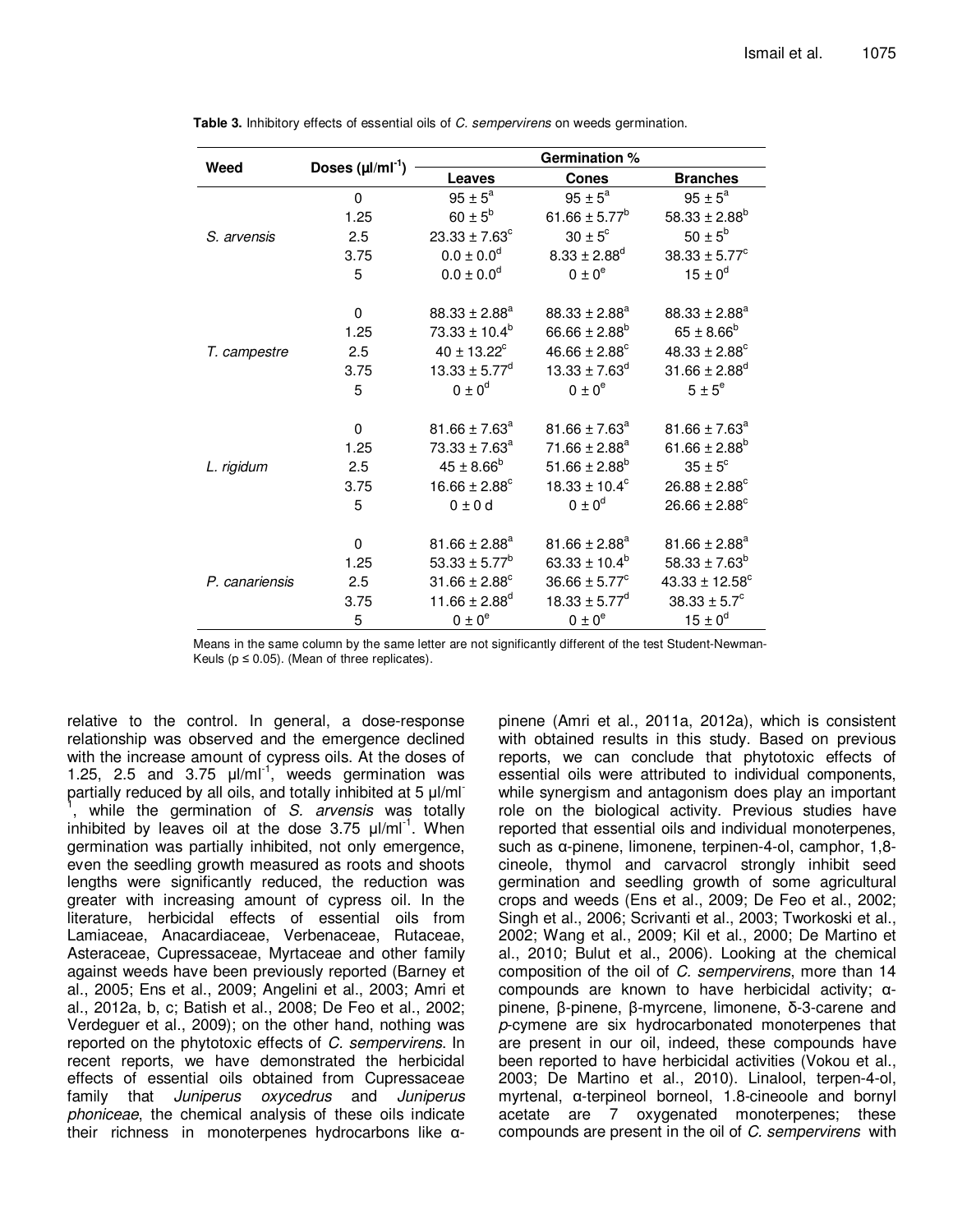**Table 3.** Inhibitory effects of essential oils of *C. sempervirens* on weeds germination.

| Weed | Doses (µl/ml$^{-1}$) | Germination % | | |
|---|---|---|---|---|
| | | Leaves | Cones | Branches |
| *S. arvensis* | 0 | 95 ± 5$^{a}$ | 95 ± 5$^{a}$ | 95 ± 5$^{a}$ |
| | 1.25 | 60 ± 5$^{b}$ | 61.66 ± 5.77$^{b}$ | 58.33 ± 2.88$^{b}$ |
| | 2.5 | 23.33 ± 7.63$^{c}$ | 30 ± 5$^{c}$ | 50 ± 5$^{b}$ |
| | 3.75 | 0.0 ± 0.0$^{d}$ | 8.33 ± 2.88$^{d}$ | 38.33 ± 5.77$^{c}$ |
| | 5 | 0.0 ± 0.0$^{d}$ | 0 ± 0$^{e}$ | 15 ± 0$^{d}$ |
| *T. campestre* | 0 | 88.33 ± 2.88$^{a}$ | 88.33 ± 2.88$^{a}$ | 88.33 ± 2.88$^{a}$ |
| | 1.25 | 73.33 ± 10.4$^{b}$ | 66.66 ± 2.88$^{b}$ | 65 ± 8.66$^{b}$ |
| | 2.5 | 40 ± 13.22$^{c}$ | 46.66 ± 2.88$^{c}$ | 48.33 ± 2.88$^{c}$ |
| | 3.75 | 13.33 ± 5.77$^{d}$ | 13.33 ± 7.63$^{d}$ | 31.66 ± 2.88$^{d}$ |
| | 5 | 0 ± 0$^{d}$ | 0 ± 0$^{e}$ | 5 ± 5$^{e}$ |
| *L. rigidum* | 0 | 81.66 ± 7.63$^{a}$ | 81.66 ± 7.63$^{a}$ | 81.66 ± 7.63$^{a}$ |
| | 1.25 | 73.33 ± 7.63$^{a}$ | 71.66 ± 2.88$^{a}$ | 61.66 ± 2.88$^{b}$ |
| | 2.5 | 45 ± 8.66$^{b}$ | 51.66 ± 2.88$^{b}$ | 35 ± 5$^{c}$ |
| | 3.75 | 16.66 ± 2.88$^{c}$ | 18.33 ± 10.4$^{c}$ | 26.88 ± 2.88$^{c}$ |
| | 5 | 0 ± 0 d | 0 ± 0$^{d}$ | 26.66 ± 2.88$^{c}$ |
| *P. canariensis* | 0 | 81.66 ± 2.88$^{a}$ | 81.66 ± 2.88$^{a}$ | 81.66 ± 2.88$^{a}$ |
| | 1.25 | 53.33 ± 5.77$^{b}$ | 63.33 ± 10.4$^{b}$ | 58.33 ± 7.63$^{b}$ |
| | 2.5 | 31.66 ± 2.88$^{c}$ | 36.66 ± 5.77$^{c}$ | 43.33 ± 12.58$^{c}$ |
| | 3.75 | 11.66 ± 2.88$^{d}$ | 18.33 ± 5.77$^{d}$ | 38.33 ± 5.7$^{c}$ |
| | 5 | 0 ± 0$^{e}$ | 0 ± 0$^{e}$ | 15 ± 0$^{d}$ |

Means in the same column by the same letter are not significantly different of the test Student-Newman-Keuls ($p \leq 0.05$). (Mean of three replicates).

relative to the control. In general, a dose-response relationship was observed and the emergence declined with the increase amount of cypress oils. At the doses of 1.25, 2.5 and 3.75 µl/ml$^{-1}$, weeds germination was partially reduced by all oils, and totally inhibited at 5 µl/ml$^{-1}$, while the germination of *S. arvensis* was totally inhibited by leaves oil at the dose 3.75 µl/ml$^{-1}$. When germination was partially inhibited, not only emergence, even the seedling growth measured as roots and shoots lengths were significantly reduced, the reduction was greater with increasing amount of cypress oil. In the literature, herbicidal effects of essential oils from Lamiaceae, Anacardiaceae, Verbenaceae, Rutaceae, Asteraceae, Cupressaceae, Myrtaceae and other family against weeds have been previously reported (Barney et al., 2005; Ens et al., 2009; Angelini et al., 2003; Amri et al., 2012a, b, c; Batish et al., 2008; De Feo et al., 2002; Verdeguer et al., 2009); on the other hand, nothing was reported on the phytotoxic effects of *C. sempervirens*. In recent reports, we have demonstrated the herbicidal effects of essential oils obtained from Cupressaceae family that *Juniperus oxycedrus* and *Juniperus phoniceae*, the chemical analysis of these oils indicate their richness in monoterpenes hydrocarbons like α-pinene (Amri et al., 2011a, 2012a), which is consistent with obtained results in this study. Based on previous reports, we can conclude that phytotoxic effects of essential oils were attributed to individual components, while synergism and antagonism does play an important role on the biological activity. Previous studies have reported that essential oils and individual monoterpenes, such as α-pinene, limonene, terpinen-4-ol, camphor, 1,8-cineole, thymol and carvacrol strongly inhibit seed germination and seedling growth of some agricultural crops and weeds (Ens et al., 2009; De Feo et al., 2002; Singh et al., 2006; Scrivanti et al., 2003; Tworkoski et al., 2002; Wang et al., 2009; Kil et al., 2000; De Martino et al., 2010; Bulut et al., 2006). Looking at the chemical composition of the oil of *C. sempervirens*, more than 14 compounds are known to have herbicidal activity; α-pinene, β-pinene, β-myrcene, limonene, δ-3-carene and *p*-cymene are six hydrocarbonated monoterpenes that are present in our oil, indeed, these compounds have been reported to have herbicidal activities (Vokou et al., 2003; De Martino et al., 2010). Linalool, terpen-4-ol, myrtenal, α-terpineol borneol, 1.8-cineoole and bornyl acetate are 7 oxygenated monoterpenes; these compounds are present in the oil of *C. sempervirens* with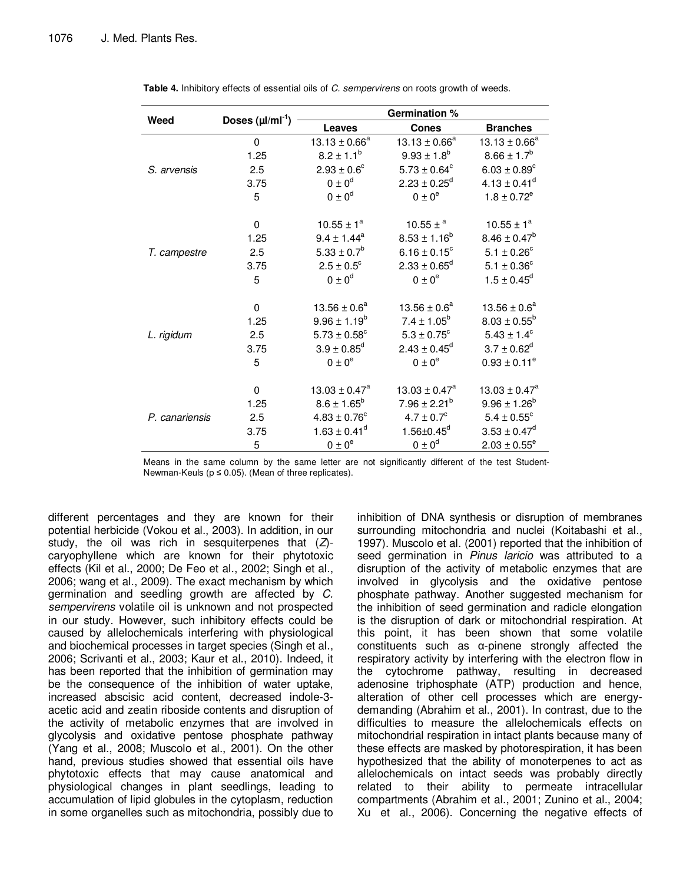**Table 4.** Inhibitory effects of essential oils of *C. sempervirens* on roots growth of weeds.

| Weed | Doses (µl/ml$^{-1}$) | Germination % | | |
|---|---|---|---|---|
| | | Leaves | Cones | Branches |
| *S. arvensis* | 0 | $13.13 \pm 0.66^a$ | $13.13 \pm 0.66^a$ | $13.13 \pm 0.66^a$ |
| | 1.25 | $8.2 \pm 1.1^b$ | $9.93 \pm 1.8^b$ | $8.66 \pm 1.7^b$ |
| | 2.5 | $2.93 \pm 0.6^c$ | $5.73 \pm 0.64^c$ | $6.03 \pm 0.89^c$ |
| | 3.75 | $0 \pm 0^d$ | $2.23 \pm 0.25^d$ | $4.13 \pm 0.41^d$ |
| | 5 | $0 \pm 0^d$ | $0 \pm 0^e$ | $1.8 \pm 0.72^e$ |
| *T. campestre* | 0 | $10.55 \pm 1^a$ | $10.55 \pm ^a$ | $10.55 \pm 1^a$ |
| | 1.25 | $9.4 \pm 1.44^a$ | $8.53 \pm 1.16^b$ | $8.46 \pm 0.47^b$ |
| | 2.5 | $5.33 \pm 0.7^b$ | $6.16 \pm 0.15^c$ | $5.1 \pm 0.26^c$ |
| | 3.75 | $2.5 \pm 0.5^c$ | $2.33 \pm 0.65^d$ | $5.1 \pm 0.36^c$ |
| | 5 | $0 \pm 0^d$ | $0 \pm 0^e$ | $1.5 \pm 0.45^d$ |
| *L. rigidum* | 0 | $13.56 \pm 0.6^a$ | $13.56 \pm 0.6^a$ | $13.56 \pm 0.6^a$ |
| | 1.25 | $9.96 \pm 1.19^b$ | $7.4 \pm 1.05^b$ | $8.03 \pm 0.55^b$ |
| | 2.5 | $5.73 \pm 0.58^c$ | $5.3 \pm 0.75^c$ | $5.43 \pm 1.4^c$ |
| | 3.75 | $3.9 \pm 0.85^d$ | $2.43 \pm 0.45^d$ | $3.7 \pm 0.62^d$ |
| | 5 | $0 \pm 0^e$ | $0 \pm 0^e$ | $0.93 \pm 0.11^e$ |
| *P. canariensis* | 0 | $13.03 \pm 0.47^a$ | $13.03 \pm 0.47^a$ | $13.03 \pm 0.47^a$ |
| | 1.25 | $8.6 \pm 1.65^b$ | $7.96 \pm 2.21^b$ | $9.96 \pm 1.26^b$ |
| | 2.5 | $4.83 \pm 0.76^c$ | $4.7 \pm 0.7^c$ | $5.4 \pm 0.55^c$ |
| | 3.75 | $1.63 \pm 0.41^d$ | $1.56 \pm 0.45^d$ | $3.53 \pm 0.47^d$ |
| | 5 | $0 \pm 0^e$ | $0 \pm 0^d$ | $2.03 \pm 0.55^e$ |

Means in the same column by the same letter are not significantly different of the test Student-Newman-Keuls ($p \leq 0.05$). (Mean of three replicates).

different percentages and they are known for their potential herbicide (Vokou et al., 2003). In addition, in our study, the oil was rich in sesquiterpenes that (*Z*)-caryophyllene which are known for their phytotoxic effects (Kil et al., 2000; De Feo et al., 2002; Singh et al., 2006; wang et al., 2009). The exact mechanism by which germination and seedling growth are affected by *C. sempervirens* volatile oil is unknown and not prospected in our study. However, such inhibitory effects could be caused by allelochemicals interfering with physiological and biochemical processes in target species (Singh et al., 2006; Scrivanti et al., 2003; Kaur et al., 2010). Indeed, it has been reported that the inhibition of germination may be the consequence of the inhibition of water uptake, increased abscisic acid content, decreased indole-3-acetic acid and zeatin riboside contents and disruption of the activity of metabolic enzymes that are involved in glycolysis and oxidative pentose phosphate pathway (Yang et al., 2008; Muscolo et al., 2001). On the other hand, previous studies showed that essential oils have phytotoxic effects that may cause anatomical and physiological changes in plant seedlings, leading to accumulation of lipid globules in the cytoplasm, reduction in some organelles such as mitochondria, possibly due to inhibition of DNA synthesis or disruption of membranes surrounding mitochondria and nuclei (Koitabashi et al., 1997). Muscolo et al. (2001) reported that the inhibition of seed germination in *Pinus laricio* was attributed to a disruption of the activity of metabolic enzymes that are involved in glycolysis and the oxidative pentose phosphate pathway. Another suggested mechanism for the inhibition of seed germination and radicle elongation is the disruption of dark or mitochondrial respiration. At this point, it has been shown that some volatile constituents such as α-pinene strongly affected the respiratory activity by interfering with the electron flow in the cytochrome pathway, resulting in decreased adenosine triphosphate (ATP) production and hence, alteration of other cell processes which are energy-demanding (Abrahim et al., 2001). In contrast, due to the difficulties to measure the allelochemicals effects on mitochondrial respiration in intact plants because many of these effects are masked by photorespiration, it has been hypothesized that the ability of monoterpenes to act as allelochemicals on intact seeds was probably directly related to their ability to permeate intracellular compartments (Abrahim et al., 2001; Zunino et al., 2004; Xu et al., 2006). Concerning the negative effects of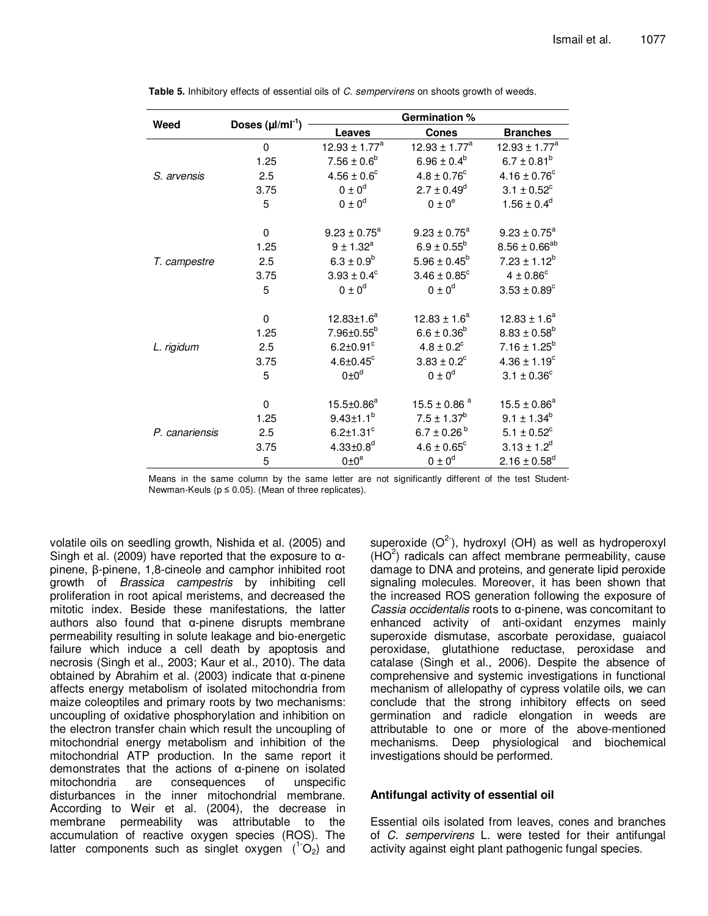**Table 5.** Inhibitory effects of essential oils of *C. sempervirens* on shoots growth of weeds.

| Weed | Doses (µl/ml$^{-1}$) | Germination % | | |
|---|---|---|---|---|
| | | Leaves | Cones | Branches |
| *S. arvensis* | 0 | $12.93 \pm 1.77^{a}$ | $12.93 \pm 1.77^{a}$ | $12.93 \pm 1.77^{a}$ |
| | 1.25 | $7.56 \pm 0.6^{b}$ | $6.96 \pm 0.4^{b}$ | $6.7 \pm 0.81^{b}$ |
| | 2.5 | $4.56 \pm 0.6^{c}$ | $4.8 \pm 0.76^{c}$ | $4.16 \pm 0.76^{c}$ |
| | 3.75 | $0 \pm 0^{d}$ | $2.7 \pm 0.49^{d}$ | $3.1 \pm 0.52^{c}$ |
| | 5 | $0 \pm 0^{d}$ | $0 \pm 0^{e}$ | $1.56 \pm 0.4^{d}$ |
| *T. campestre* | 0 | $9.23 \pm 0.75^{a}$ | $9.23 \pm 0.75^{a}$ | $9.23 \pm 0.75^{a}$ |
| | 1.25 | $9 \pm 1.32^{a}$ | $6.9 \pm 0.55^{b}$ | $8.56 \pm 0.66^{ab}$ |
| | 2.5 | $6.3 \pm 0.9^{b}$ | $5.96 \pm 0.45^{b}$ | $7.23 \pm 1.12^{b}$ |
| | 3.75 | $3.93 \pm 0.4^{c}$ | $3.46 \pm 0.85^{c}$ | $4 \pm 0.86^{c}$ |
| | 5 | $0 \pm 0^{d}$ | $0 \pm 0^{d}$ | $3.53 \pm 0.89^{c}$ |
| *L. rigidum* | 0 | $12.83 \pm 1.6^{a}$ | $12.83 \pm 1.6^{a}$ | $12.83 \pm 1.6^{a}$ |
| | 1.25 | $7.96 \pm 0.55^{b}$ | $6.6 \pm 0.36^{b}$ | $8.83 \pm 0.58^{b}$ |
| | 2.5 | $6.2 \pm 0.91^{c}$ | $4.8 \pm 0.2^{c}$ | $7.16 \pm 1.25^{b}$ |
| | 3.75 | $4.6 \pm 0.45^{c}$ | $3.83 \pm 0.2^{c}$ | $4.36 \pm 1.19^{c}$ |
| | 5 | $0 \pm 0^{d}$ | $0 \pm 0^{d}$ | $3.1 \pm 0.36^{c}$ |
| *P. canariensis* | 0 | $15.5 \pm 0.86^{a}$ | $15.5 \pm 0.86^{a}$ | $15.5 \pm 0.86^{a}$ |
| | 1.25 | $9.43 \pm 1.1^{b}$ | $7.5 \pm 1.37^{b}$ | $9.1 \pm 1.34^{b}$ |
| | 2.5 | $6.2 \pm 1.31^{c}$ | $6.7 \pm 0.26^{b}$ | $5.1 \pm 0.52^{c}$ |
| | 3.75 | $4.33 \pm 0.8^{d}$ | $4.6 \pm 0.65^{c}$ | $3.13 \pm 1.2^{d}$ |
| | 5 | $0 \pm 0^{e}$ | $0 \pm 0^{d}$ | $2.16 \pm 0.58^{d}$ |

Means in the same column by the same letter are not significantly different of the test Student-Newman-Keuls ($p \leq 0.05$). (Mean of three replicates).

volatile oils on seedling growth, Nishida et al. (2005) and Singh et al. (2009) have reported that the exposure to α-pinene, β-pinene, 1,8-cineole and camphor inhibited root growth of *Brassica campestris* by inhibiting cell proliferation in root apical meristems, and decreased the mitotic index. Beside these manifestations, the latter authors also found that α-pinene disrupts membrane permeability resulting in solute leakage and bio-energetic failure which induce a cell death by apoptosis and necrosis (Singh et al., 2003; Kaur et al., 2010). The data obtained by Abrahim et al. (2003) indicate that α-pinene affects energy metabolism of isolated mitochondria from maize coleoptiles and primary roots by two mechanisms: uncoupling of oxidative phosphorylation and inhibition on the electron transfer chain which result the uncoupling of mitochondrial energy metabolism and inhibition of the mitochondrial ATP production. In the same report it demonstrates that the actions of α-pinene on isolated mitochondria are consequences of unspecific disturbances in the inner mitochondrial membrane. According to Weir et al. (2004), the decrease in membrane permeability was attributable to the accumulation of reactive oxygen species (ROS). The latter components such as singlet oxygen ($^{1}O_2$) and superoxide ($O^{2-}$), hydroxyl (OH) as well as hydroperoxyl ($HO^{2}$) radicals can affect membrane permeability, cause damage to DNA and proteins, and generate lipid peroxide signaling molecules. Moreover, it has been shown that the increased ROS generation following the exposure of *Cassia occidentalis* roots to α-pinene, was concomitant to enhanced activity of anti-oxidant enzymes mainly superoxide dismutase, ascorbate peroxidase, guaiacol peroxidase, glutathione reductase, peroxidase and catalase (Singh et al., 2006). Despite the absence of comprehensive and systemic investigations in functional mechanism of allelopathy of cypress volatile oils, we can conclude that the strong inhibitory effects on seed germination and radicle elongation in weeds are attributable to one or more of the above-mentioned mechanisms. Deep physiological and biochemical investigations should be performed.

## Antifungal activity of essential oil

Essential oils isolated from leaves, cones and branches of *C. sempervirens* L. were tested for their antifungal activity against eight plant pathogenic fungal species.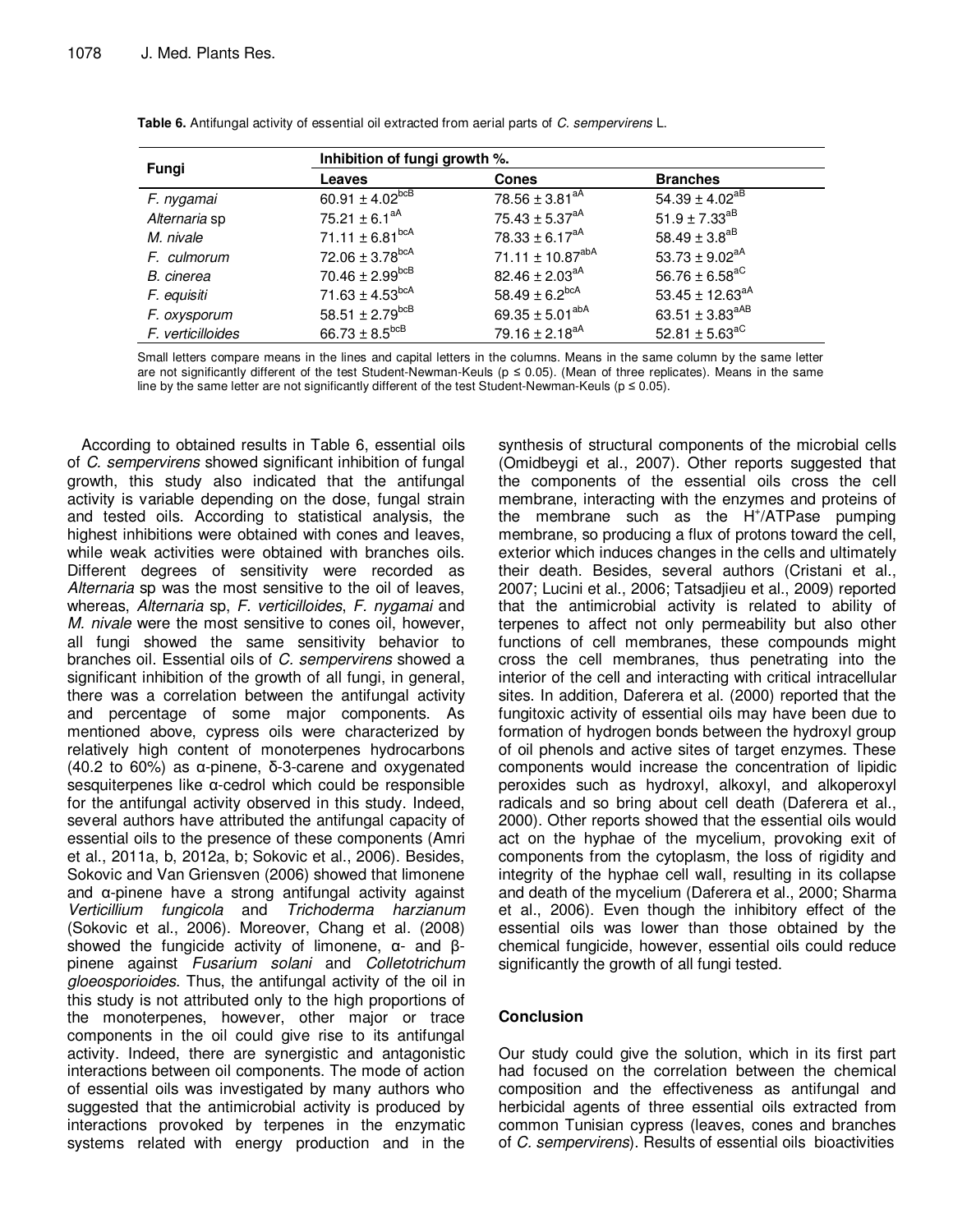**Table 6.** Antifungal activity of essential oil extracted from aerial parts of *C. sempervirens* L.

| Fungi | Inhibition of fungi growth %. | | |
|---|---|---|---|
| | Leaves | Cones | Branches |
| *F. nygamai* | $60.91 \pm 4.02^{bcB}$ | $78.56 \pm 3.81^{aA}$ | $54.39 \pm 4.02^{aB}$ |
| *Alternaria* sp | $75.21 \pm 6.1^{aA}$ | $75.43 \pm 5.37^{aA}$ | $51.9 \pm 7.33^{aB}$ |
| *M. nivale* | $71.11 \pm 6.81^{bcA}$ | $78.33 \pm 6.17^{aA}$ | $58.49 \pm 3.8^{aB}$ |
| *F. culmorum* | $72.06 \pm 3.78^{bcA}$ | $71.11 \pm 10.87^{abA}$ | $53.73 \pm 9.02^{aA}$ |
| *B. cinerea* | $70.46 \pm 2.99^{bcB}$ | $82.46 \pm 2.03^{aA}$ | $56.76 \pm 6.58^{aC}$ |
| *F. equisiti* | $71.63 \pm 4.53^{bcA}$ | $58.49 \pm 6.2^{bcA}$ | $53.45 \pm 12.63^{aA}$ |
| *F. oxysporum* | $58.51 \pm 2.79^{bcB}$ | $69.35 \pm 5.01^{abA}$ | $63.51 \pm 3.83^{aAB}$ |
| *F. verticilloides* | $66.73 \pm 8.5^{bcB}$ | $79.16 \pm 2.18^{aA}$ | $52.81 \pm 5.63^{aC}$ |

Small letters compare means in the lines and capital letters in the columns. Means in the same column by the same letter are not significantly different of the test Student-Newman-Keuls ($p \leq 0.05$). (Mean of three replicates). Means in the same line by the same letter are not significantly different of the test Student-Newman-Keuls ($p \leq 0.05$).

According to obtained results in Table 6, essential oils of *C. sempervirens* showed significant inhibition of fungal growth, this study also indicated that the antifungal activity is variable depending on the dose, fungal strain and tested oils. According to statistical analysis, the highest inhibitions were obtained with cones and leaves, while weak activities were obtained with branches oils. Different degrees of sensitivity were recorded as *Alternaria* sp was the most sensitive to the oil of leaves, whereas, *Alternaria* sp, *F. verticilloides*, *F. nygamai* and *M. nivale* were the most sensitive to cones oil, however, all fungi showed the same sensitivity behavior to branches oil. Essential oils of *C. sempervirens* showed a significant inhibition of the growth of all fungi, in general, there was a correlation between the antifungal activity and percentage of some major components. As mentioned above, cypress oils were characterized by relatively high content of monoterpenes hydrocarbons (40.2 to 60%) as α-pinene, δ-3-carene and oxygenated sesquiterpenes like α-cedrol which could be responsible for the antifungal activity observed in this study. Indeed, several authors have attributed the antifungal capacity of essential oils to the presence of these components (Amri et al., 2011a, b, 2012a, b; Sokovic et al., 2006). Besides, Sokovic and Van Griensven (2006) showed that limonene and α-pinene have a strong antifungal activity against *Verticillium fungicola* and *Trichoderma harzianum* (Sokovic et al., 2006). Moreover, Chang et al. (2008) showed the fungicide activity of limonene, α- and β-pinene against *Fusarium solani* and *Colletotrichum gloeosporioides*. Thus, the antifungal activity of the oil in this study is not attributed only to the high proportions of the monoterpenes, however, other major or trace components in the oil could give rise to its antifungal activity. Indeed, there are synergistic and antagonistic interactions between oil components. The mode of action of essential oils was investigated by many authors who suggested that the antimicrobial activity is produced by interactions provoked by terpenes in the enzymatic systems related with energy production and in the synthesis of structural components of the microbial cells (Omidbeygi et al., 2007). Other reports suggested that the components of the essential oils cross the cell membrane, interacting with the enzymes and proteins of the membrane such as the $H^+$/ATPase pumping membrane, so producing a flux of protons toward the cell, exterior which induces changes in the cells and ultimately their death. Besides, several authors (Cristani et al., 2007; Lucini et al., 2006; Tatsadjieu et al., 2009) reported that the antimicrobial activity is related to ability of terpenes to affect not only permeability but also other functions of cell membranes, these compounds might cross the cell membranes, thus penetrating into the interior of the cell and interacting with critical intracellular sites. In addition, Daferera et al. (2000) reported that the fungitoxic activity of essential oils may have been due to formation of hydrogen bonds between the hydroxyl group of oil phenols and active sites of target enzymes. These components would increase the concentration of lipidic peroxides such as hydroxyl, alkoxyl, and alkoperoxyl radicals and so bring about cell death (Daferera et al., 2000). Other reports showed that the essential oils would act on the hyphae of the mycelium, provoking exit of components from the cytoplasm, the loss of rigidity and integrity of the hyphae cell wall, resulting in its collapse and death of the mycelium (Daferera et al., 2000; Sharma et al., 2006). Even though the inhibitory effect of the essential oils was lower than those obtained by the chemical fungicide, however, essential oils could reduce significantly the growth of all fungi tested.

## Conclusion

Our study could give the solution, which in its first part had focused on the correlation between the chemical composition and the effectiveness as antifungal and herbicidal agents of three essential oils extracted from common Tunisian cypress (leaves, cones and branches of *C. sempervirens*). Results of essential oils bioactivities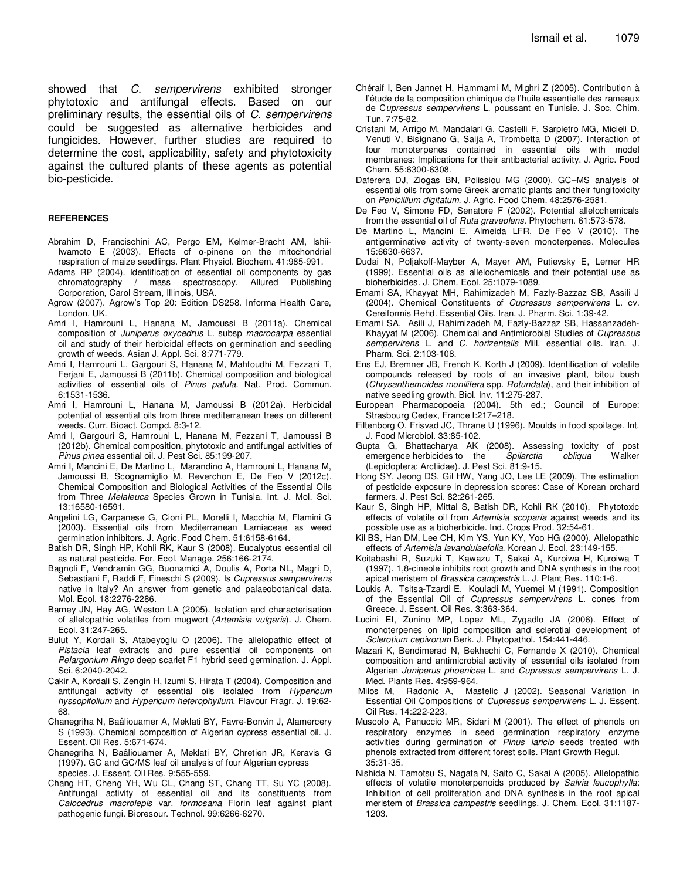showed that *C. sempervirens* exhibited stronger phytotoxic and antifungal effects. Based on our preliminary results, the essential oils of *C. sempervirens* could be suggested as alternative herbicides and fungicides. However, further studies are required to determine the cost, applicability, safety and phytotoxicity against the cultured plants of these agents as potential bio-pesticide.

## REFERENCES

Abrahim D, Francischini AC, Pergo EM, Kelmer-Bracht AM, Ishii-Iwamoto E (2003). Effects of α-pinene on the mitochondrial respiration of maize seedlings. Plant Physiol. Biochem. 41:985-991.

Adams RP (2004). Identification of essential oil components by gas chromatography / mass spectroscopy. Allured Publishing Corporation, Carol Stream, Illinois, USA.

Agrow (2007). Agrow's Top 20: Edition DS258. Informa Health Care, London, UK.

Amri I, Hamrouni L, Hanana M, Jamoussi B (2011a). Chemical composition of *Juniperus oxycedrus* L. subsp *macrocarpa* essential oil and study of their herbicidal effects on germination and seedling growth of weeds. Asian J. Appl. Sci. 8:771-779.

Amri I, Hamrouni L, Gargouri S, Hanana M, Mahfoudhi M, Fezzani T, Ferjani E, Jamoussi B (2011b). Chemical composition and biological activities of essential oils of *Pinus patula*. Nat. Prod. Commun. 6:1531-1536.

Amri I, Hamrouni L, Hanana M, Jamoussi B (2012a). Herbicidal potential of essential oils from three mediterranean trees on different weeds. Curr. Bioact. Compd. 8:3-12.

Amri I, Gargouri S, Hamrouni L, Hanana M, Fezzani T, Jamoussi B (2012b). Chemical composition, phytotoxic and antifungal activities of *Pinus pinea* essential oil. J. Pest Sci. 85:199-207.

Amri I, Mancini E, De Martino L, Marandino A, Hamrouni L, Hanana M, Jamoussi B, Scognamiglio M, Reverchon E, De Feo V (2012c). Chemical Composition and Biological Activities of the Essential Oils from Three *Melaleuca* Species Grown in Tunisia. Int. J. Mol. Sci. 13:16580-16591.

Angelini LG, Carpanese G, Cioni PL, Morelli I, Macchia M, Flamini G (2003). Essential oils from Mediterranean Lamiaceae as weed germination inhibitors. J. Agric. Food Chem. 51:6158-6164.

Batish DR, Singh HP, Kohli RK, Kaur S (2008). Eucalyptus essential oil as natural pesticide. For. Ecol. Manage. 256:166-2174.

Bagnoli F, Vendramin GG, Buonamici A, Doulis A, Porta NL, Magri D, Sebastiani F, Raddi F, Fineschi S (2009). Is *Cupressus sempervirens* native in Italy? An answer from genetic and palaeobotanical data. Mol. Ecol. 18:2276-2286.

Barney JN, Hay AG, Weston LA (2005). Isolation and characterisation of allelopathic volatiles from mugwort (*Artemisia vulgaris*). J. Chem. Ecol. 31:247-265.

Bulut Y, Kordali S, Atabeyoglu O (2006). The allelopathic effect of *Pistacia* leaf extracts and pure essential oil components on *Pelargonium Ringo* deep scarlet F1 hybrid seed germination. J. Appl. Sci. 6:2040-2042.

Cakir A, Kordali S, Zengin H, Izumi S, Hirata T (2004). Composition and antifungal activity of essential oils isolated from *Hypericum hyssopifolium* and *Hypericum heterophyllum*. Flavour Fragr. J. 19:62-68.

Chanegriha N, Baâliouamer A, Meklati BY, Favre-Bonvin J, Alamercery S (1993). Chemical composition of Algerian cypress essential oil. J. Essent. Oil Res. 5:671-674.

Chanegriha N, Baâliouamer A, Meklati BY, Chretien JR, Keravis G (1997). GC and GC/MS leaf oil analysis of four Algerian cypress species. J. Essent. Oil Res. 9:555-559.

Chang HT, Cheng YH, Wu CL, Chang ST, Chang TT, Su YC (2008). Antifungal activity of essential oil and its constituents from *Calocedrus macrolepis* var. *formosana* Florin leaf against plant pathogenic fungi. Bioresour. Technol. 99:6266-6270.

Chéraif I, Ben Jannet H, Hammami M, Mighri Z (2005). Contribution à l'étude de la composition chimique de l'huile essentielle des rameaux de C*upressus sempervirens* L. poussant en Tunisie. J. Soc. Chim. Tun. 7:75-82.

Cristani M, Arrigo M, Mandalari G, Castelli F, Sarpietro MG, Micieli D, Venuti V, Bisignano G, Saija A, Trombetta D (2007). Interaction of four monoterpenes contained in essential oils with model membranes: Implications for their antibacterial activity. J. Agric. Food Chem. 55:6300-6308.

Daferera DJ, Ziogas BN, Polissiou MG (2000). GC–MS analysis of essential oils from some Greek aromatic plants and their fungitoxicity on *Penicillium digitatum*. J. Agric. Food Chem. 48:2576-2581.

De Feo V, Simone FD, Senatore F (2002). Potential allelochemicals from the essential oil of *Ruta graveolens*. Phytochem. 61:573-578.

De Martino L, Mancini E, Almeida LFR, De Feo V (2010). The antigerminative activity of twenty-seven monoterpenes. Molecules 15:6630-6637.

Dudai N, Poljakoff-Mayber A, Mayer AM, Putievsky E, Lerner HR (1999). Essential oils as allelochemicals and their potential use as bioherbicides. J. Chem. Ecol. 25:1079-1089.

Emami SA, Khayyat MH, Rahimizadeh M, Fazly-Bazzaz SB, Assili J (2004). Chemical Constituents of *Cupressus sempervirens* L. cv. Cereiformis Rehd. Essential Oils. Iran. J. Pharm. Sci. 1:39-42.

Emami SA, Asili J, Rahimizadeh M, Fazly-Bazzaz SB, Hassanzadeh-Khayyat M (2006). Chemical and Antimicrobial Studies of *Cupressus sempervirens* L. and *C. horizentalis* Mill. essential oils. Iran. J. Pharm. Sci. 2:103-108.

Ens EJ, Bremner JB, French K, Korth J (2009). Identification of volatile compounds released by roots of an invasive plant, bitou bush (*Chrysanthemoides monilifera* spp. *Rotundata*), and their inhibition of native seedling growth. Biol. Inv. 11:275-287.

European Pharmacopoeia (2004). 5th ed.; Council of Europe: Strasbourg Cedex, France I:217–218.

Filtenborg O, Frisvad JC, Thrane U (1996). Moulds in food spoilage. Int. J. Food Microbiol. 33:85-102.

Gupta G, Bhattacharya AK (2008). Assessing toxicity of post emergence herbicides to the *Spilarctia obliqua* Walker (Lepidoptera: Arctiidae). J. Pest Sci. 81:9-15.

Hong SY, Jeong DS, Gil HW, Yang JO, Lee LE (2009). The estimation of pesticide exposure in depression scores: Case of Korean orchard farmers. J. Pest Sci. 82:261-265.

Kaur S, Singh HP, Mittal S, Batish DR, Kohli RK (2010). Phytotoxic effects of volatile oil from *Artemisia scoparia* against weeds and its possible use as a bioherbicide. Ind. Crops Prod. 32:54-61.

Kil BS, Han DM, Lee CH, Kim YS, Yun KY, Yoo HG (2000). Allelopathic effects of *Artemisia lavandulaefolia*. Korean J. Ecol. 23:149-155.

Koitabashi R, Suzuki T, Kawazu T, Sakai A, Kuroiwa H, Kuroiwa T (1997). 1,8-cineole inhibits root growth and DNA synthesis in the root apical meristem of *Brassica campestris* L. J. Plant Res. 110:1-6.

Loukis A, Tsitsa-Tzardi E, Kouladi M, Yuemei M (1991). Composition of the Essential Oil of *Cupressus sempervirens* L. cones from Greece. J. Essent. Oil Res. 3:363-364.

Lucini EI, Zunino MP, Lopez ML, Zygadlo JA (2006). Effect of monoterpenes on lipid composition and sclerotial development of *Sclerotium cepivorum* Berk. J. Phytopathol. 154:441-446.

Mazari K, Bendimerad N, Bekhechi C, Fernande X (2010). Chemical composition and antimicrobial activity of essential oils isolated from Algerian *Juniperus phoenicea* L. and *Cupressus sempervirens* L. J. Med. Plants Res. 4:959-964.

Milos M, Radonic A, Mastelic J (2002). Seasonal Variation in Essential Oil Compositions of *Cupressus sempervirens* L. J. Essent. Oil Res. 14:222-223.

Muscolo A, Panuccio MR, Sidari M (2001). The effect of phenols on respiratory enzymes in seed germination respiratory enzyme activities during germination of *Pinus laricio* seeds treated with phenols extracted from different forest soils. Plant Growth Regul. 35:31-35.

Nishida N, Tamotsu S, Nagata N, Saito C, Sakai A (2005). Allelopathic effects of volatile monoterpenoids produced by *Salvia leucophylla*: Inhibition of cell proliferation and DNA synthesis in the root apical meristem of *Brassica campestris* seedlings. J. Chem. Ecol. 31:1187-1203.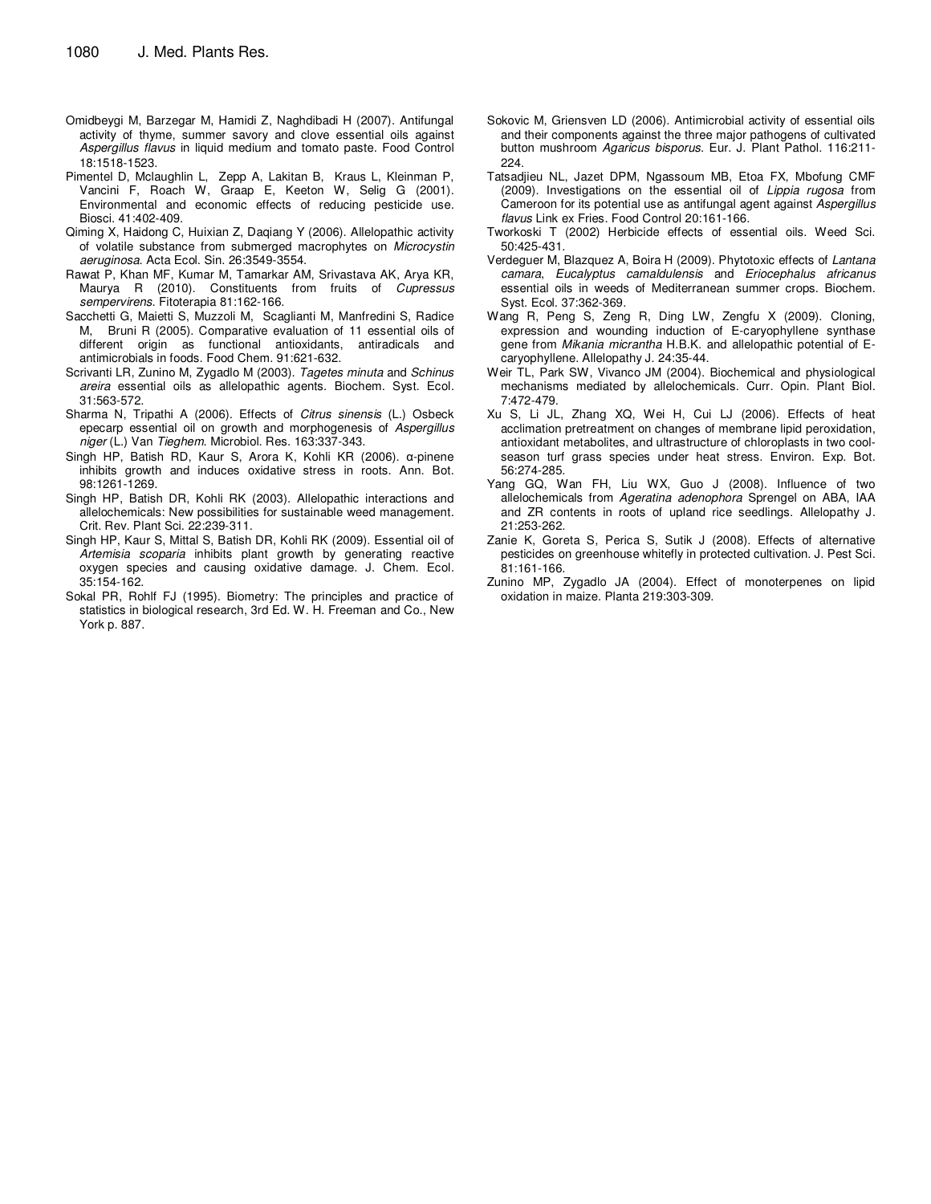Omidbeygi M, Barzegar M, Hamidi Z, Naghdibadi H (2007). Antifungal activity of thyme, summer savory and clove essential oils against *Aspergillus flavus* in liquid medium and tomato paste. Food Control 18:1518-1523.

Pimentel D, Mclaughlin L, Zepp A, Lakitan B, Kraus L, Kleinman P, Vancini F, Roach W, Graap E, Keeton W, Selig G (2001). Environmental and economic effects of reducing pesticide use. Biosci. 41:402-409.

Qiming X, Haidong C, Huixian Z, Daqiang Y (2006). Allelopathic activity of volatile substance from submerged macrophytes on *Microcystin aeruginosa*. Acta Ecol. Sin. 26:3549-3554.

Rawat P, Khan MF, Kumar M, Tamarkar AM, Srivastava AK, Arya KR, Maurya R (2010). Constituents from fruits of *Cupressus sempervirens*. Fitoterapia 81:162-166.

Sacchetti G, Maietti S, Muzzoli M, Scaglianti M, Manfredini S, Radice M, Bruni R (2005). Comparative evaluation of 11 essential oils of different origin as functional antioxidants, antiradicals and antimicrobials in foods. Food Chem. 91:621-632.

Scrivanti LR, Zunino M, Zygadlo M (2003). *Tagetes minuta* and *Schinus areira* essential oils as allelopathic agents. Biochem. Syst. Ecol. 31:563-572.

Sharma N, Tripathi A (2006). Effects of *Citrus sinensis* (L.) Osbeck epecarp essential oil on growth and morphogenesis of *Aspergillus niger* (L.) Van *Tieghem*. Microbiol. Res. 163:337-343.

Singh HP, Batish RD, Kaur S, Arora K, Kohli KR (2006). α-pinene inhibits growth and induces oxidative stress in roots. Ann. Bot. 98:1261-1269.

Singh HP, Batish DR, Kohli RK (2003). Allelopathic interactions and allelochemicals: New possibilities for sustainable weed management. Crit. Rev. Plant Sci. 22:239-311.

Singh HP, Kaur S, Mittal S, Batish DR, Kohli RK (2009). Essential oil of *Artemisia scoparia* inhibits plant growth by generating reactive oxygen species and causing oxidative damage. J. Chem. Ecol. 35:154-162.

Sokal PR, Rohlf FJ (1995). Biometry: The principles and practice of statistics in biological research, 3rd Ed. W. H. Freeman and Co., New York p. 887.

Sokovic M, Griensven LD (2006). Antimicrobial activity of essential oils and their components against the three major pathogens of cultivated button mushroom *Agaricus bisporus*. Eur. J. Plant Pathol. 116:211-224.

Tatsadjieu NL, Jazet DPM, Ngassoum MB, Etoa FX, Mbofung CMF (2009). Investigations on the essential oil of *Lippia rugosa* from Cameroon for its potential use as antifungal agent against *Aspergillus flavus* Link ex Fries. Food Control 20:161-166.

Tworkoski T (2002) Herbicide effects of essential oils. Weed Sci. 50:425-431.

Verdeguer M, Blazquez A, Boira H (2009). Phytotoxic effects of *Lantana camara*, *Eucalyptus camaldulensis* and *Eriocephalus africanus* essential oils in weeds of Mediterranean summer crops. Biochem. Syst. Ecol. 37:362-369.

Wang R, Peng S, Zeng R, Ding LW, Zengfu X (2009). Cloning, expression and wounding induction of E-caryophyllene synthase gene from *Mikania micrantha* H.B.K. and allelopathic potential of E-caryophyllene. Allelopathy J. 24:35-44.

Weir TL, Park SW, Vivanco JM (2004). Biochemical and physiological mechanisms mediated by allelochemicals. Curr. Opin. Plant Biol. 7:472-479.

Xu S, Li JL, Zhang XQ, Wei H, Cui LJ (2006). Effects of heat acclimation pretreatment on changes of membrane lipid peroxidation, antioxidant metabolites, and ultrastructure of chloroplasts in two cool-season turf grass species under heat stress. Environ. Exp. Bot. 56:274-285.

Yang GQ, Wan FH, Liu WX, Guo J (2008). Influence of two allelochemicals from *Ageratina adenophora* Sprengel on ABA, IAA and ZR contents in roots of upland rice seedlings. Allelopathy J. 21:253-262.

Zanie K, Goreta S, Perica S, Sutik J (2008). Effects of alternative pesticides on greenhouse whitefly in protected cultivation. J. Pest Sci. 81:161-166.

Zunino MP, Zygadlo JA (2004). Effect of monoterpenes on lipid oxidation in maize. Planta 219:303-309.